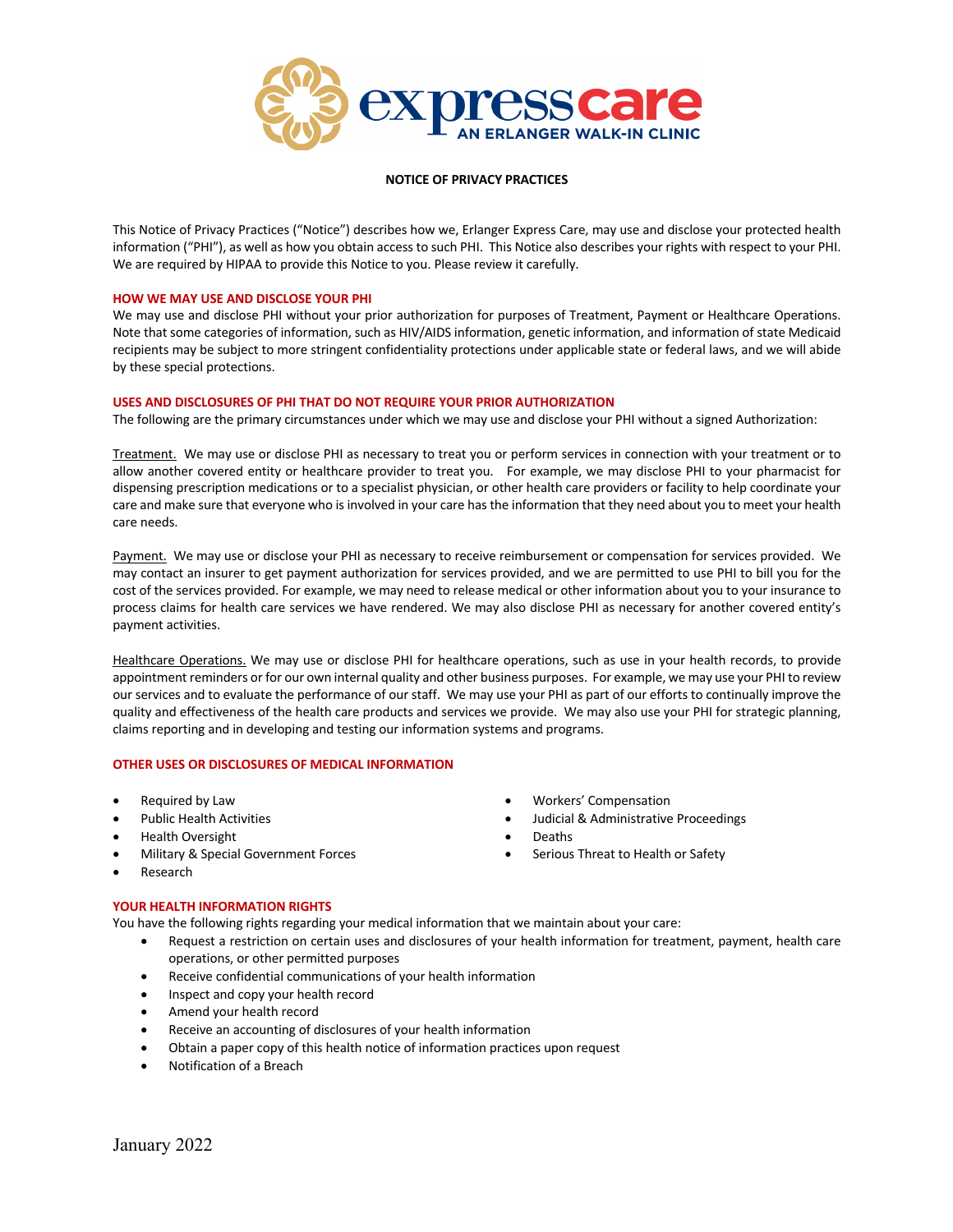expresscare
AN ERLANGER WALK-IN CLINIC

# NOTICE OF PRIVACY PRACTICES

This Notice of Privacy Practices ("Notice") describes how we, Erlanger Express Care, may use and disclose your protected health information ("PHI"), as well as how you obtain access to such PHI. This Notice also describes your rights with respect to your PHI. We are required by HIPAA to provide this Notice to you. Please review it carefully.

## HOW WE MAY USE AND DISCLOSE YOUR PHI

We may use and disclose PHI without your prior authorization for purposes of Treatment, Payment or Healthcare Operations. Note that some categories of information, such as HIV/AIDS information, genetic information, and information of state Medicaid recipients may be subject to more stringent confidentiality protections under applicable state or federal laws, and we will abide by these special protections.

## USES AND DISCLOSURES OF PHI THAT DO NOT REQUIRE YOUR PRIOR AUTHORIZATION

The following are the primary circumstances under which we may use and disclose your PHI without a signed Authorization:

Treatment. We may use or disclose PHI as necessary to treat you or perform services in connection with your treatment or to allow another covered entity or healthcare provider to treat you. For example, we may disclose PHI to your pharmacist for dispensing prescription medications or to a specialist physician, or other health care providers or facility to help coordinate your care and make sure that everyone who is involved in your care has the information that they need about you to meet your health care needs.

Payment. We may use or disclose your PHI as necessary to receive reimbursement or compensation for services provided. We may contact an insurer to get payment authorization for services provided, and we are permitted to use PHI to bill you for the cost of the services provided. For example, we may need to release medical or other information about you to your insurance to process claims for health care services we have rendered. We may also disclose PHI as necessary for another covered entity's payment activities.

Healthcare Operations. We may use or disclose PHI for healthcare operations, such as use in your health records, to provide appointment reminders or for our own internal quality and other business purposes. For example, we may use your PHI to review our services and to evaluate the performance of our staff. We may use your PHI as part of our efforts to continually improve the quality and effectiveness of the health care products and services we provide. We may also use your PHI for strategic planning, claims reporting and in developing and testing our information systems and programs.

## OTHER USES OR DISCLOSURES OF MEDICAL INFORMATION

- Required by Law
- Public Health Activities
- Health Oversight
- Military & Special Government Forces
- Research
- Workers' Compensation
- Judicial & Administrative Proceedings
- Deaths
- Serious Threat to Health or Safety

## YOUR HEALTH INFORMATION RIGHTS

You have the following rights regarding your medical information that we maintain about your care:

- Request a restriction on certain uses and disclosures of your health information for treatment, payment, health care operations, or other permitted purposes
- Receive confidential communications of your health information
- Inspect and copy your health record
- Amend your health record
- Receive an accounting of disclosures of your health information
- Obtain a paper copy of this health notice of information practices upon request
- Notification of a Breach

January 2022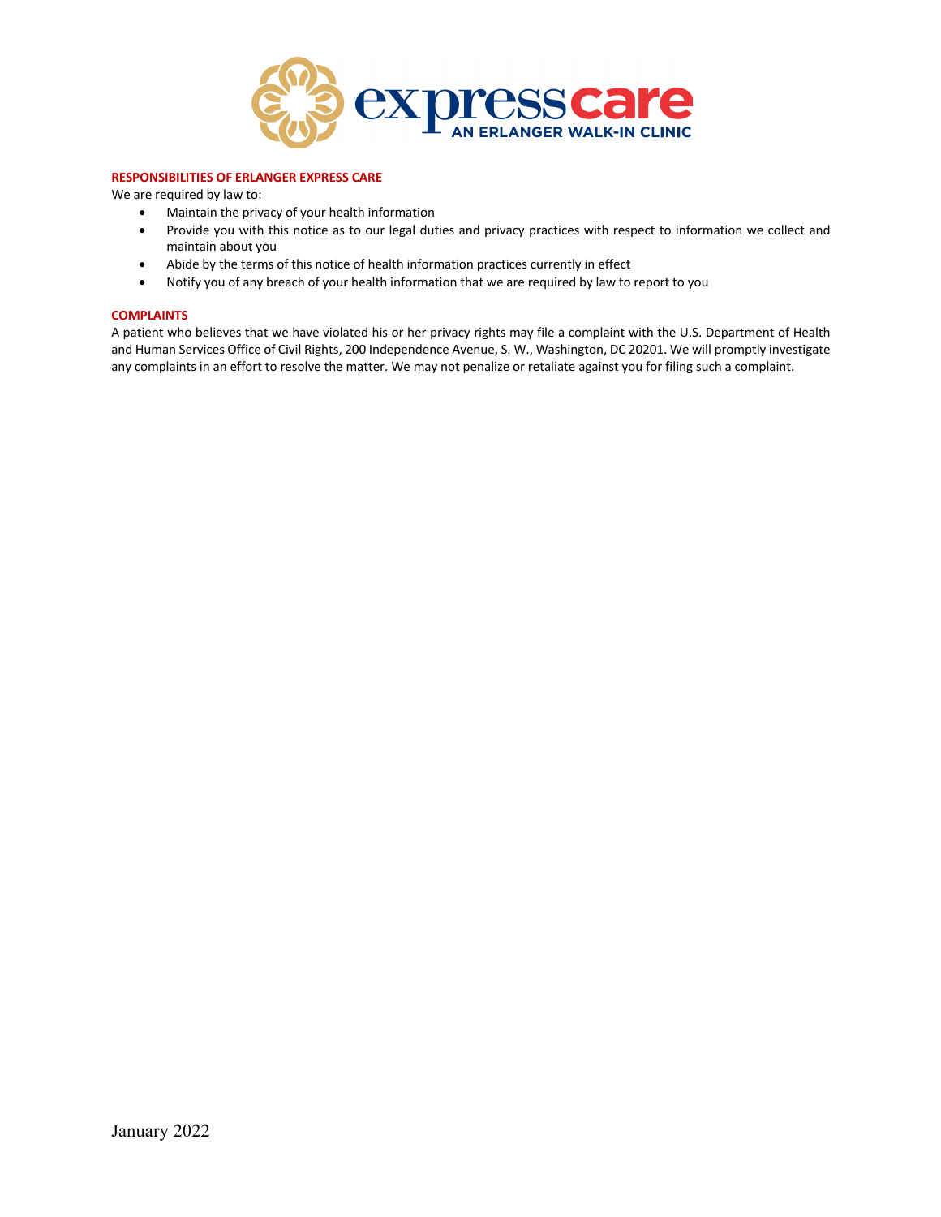## RESPONSIBILITIES OF ERLANGER EXPRESS CARE

We are required by law to:

- Maintain the privacy of your health information
- Provide you with this notice as to our legal duties and privacy practices with respect to information we collect and maintain about you
- Abide by the terms of this notice of health information practices currently in effect
- Notify you of any breach of your health information that we are required by law to report to you

## COMPLAINTS

A patient who believes that we have violated his or her privacy rights may file a complaint with the U.S. Department of Health and Human Services Office of Civil Rights, 200 Independence Avenue, S. W., Washington, DC 20201. We will promptly investigate any complaints in an effort to resolve the matter. We may not penalize or retaliate against you for filing such a complaint.

January 2022